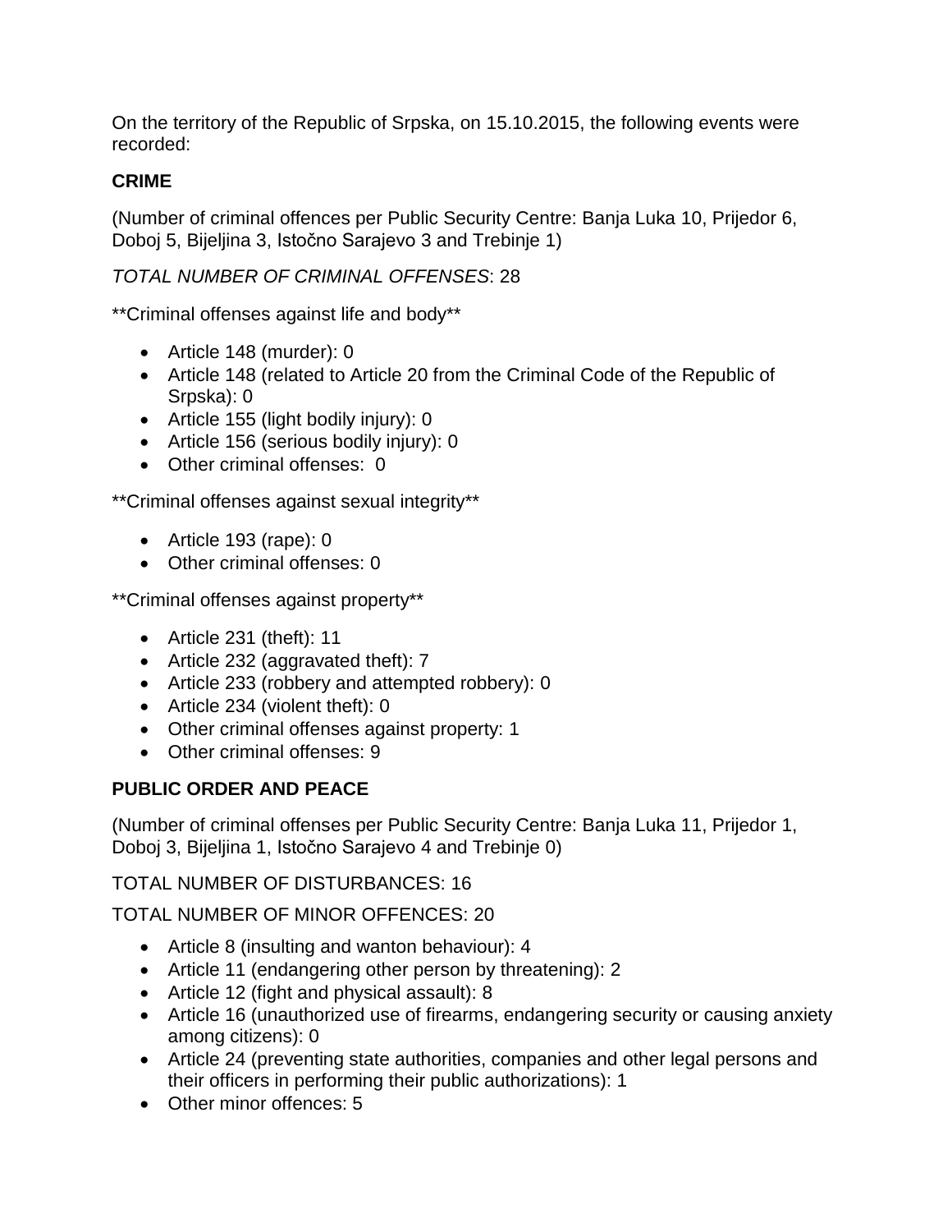On the territory of the Republic of Srpska, on 15.10.2015, the following events were recorded:

**CRIME**

(Number of criminal offences per Public Security Centre: Banja Luka 10, Prijedor 6, Doboj 5, Bijeljina 3, Istočno Sarajevo 3 and Trebinje 1)

*TOTAL NUMBER OF CRIMINAL OFFENSES*: 28

**Criminal offenses against life and body**

- Article 148 (murder): 0
- Article 148 (related to Article 20 from the Criminal Code of the Republic of Srpska): 0
- Article 155 (light bodily injury): 0
- Article 156 (serious bodily injury): 0
- Other criminal offenses: 0

**Criminal offenses against sexual integrity**

- Article 193 (rape): 0
- Other criminal offenses: 0

**Criminal offenses against property**

- Article 231 (theft): 11
- Article 232 (aggravated theft): 7
- Article 233 (robbery and attempted robbery): 0
- Article 234 (violent theft): 0
- Other criminal offenses against property: 1
- Other criminal offenses: 9

**PUBLIC ORDER AND PEACE**

(Number of criminal offenses per Public Security Centre: Banja Luka 11, Prijedor 1, Doboj 3, Bijeljina 1, Istočno Sarajevo 4 and Trebinje 0)

TOTAL NUMBER OF DISTURBANCES: 16

TOTAL NUMBER OF MINOR OFFENCES: 20

- Article 8 (insulting and wanton behaviour): 4
- Article 11 (endangering other person by threatening): 2
- Article 12 (fight and physical assault): 8
- Article 16 (unauthorized use of firearms, endangering security or causing anxiety among citizens): 0
- Article 24 (preventing state authorities, companies and other legal persons and their officers in performing their public authorizations): 1
- Other minor offences: 5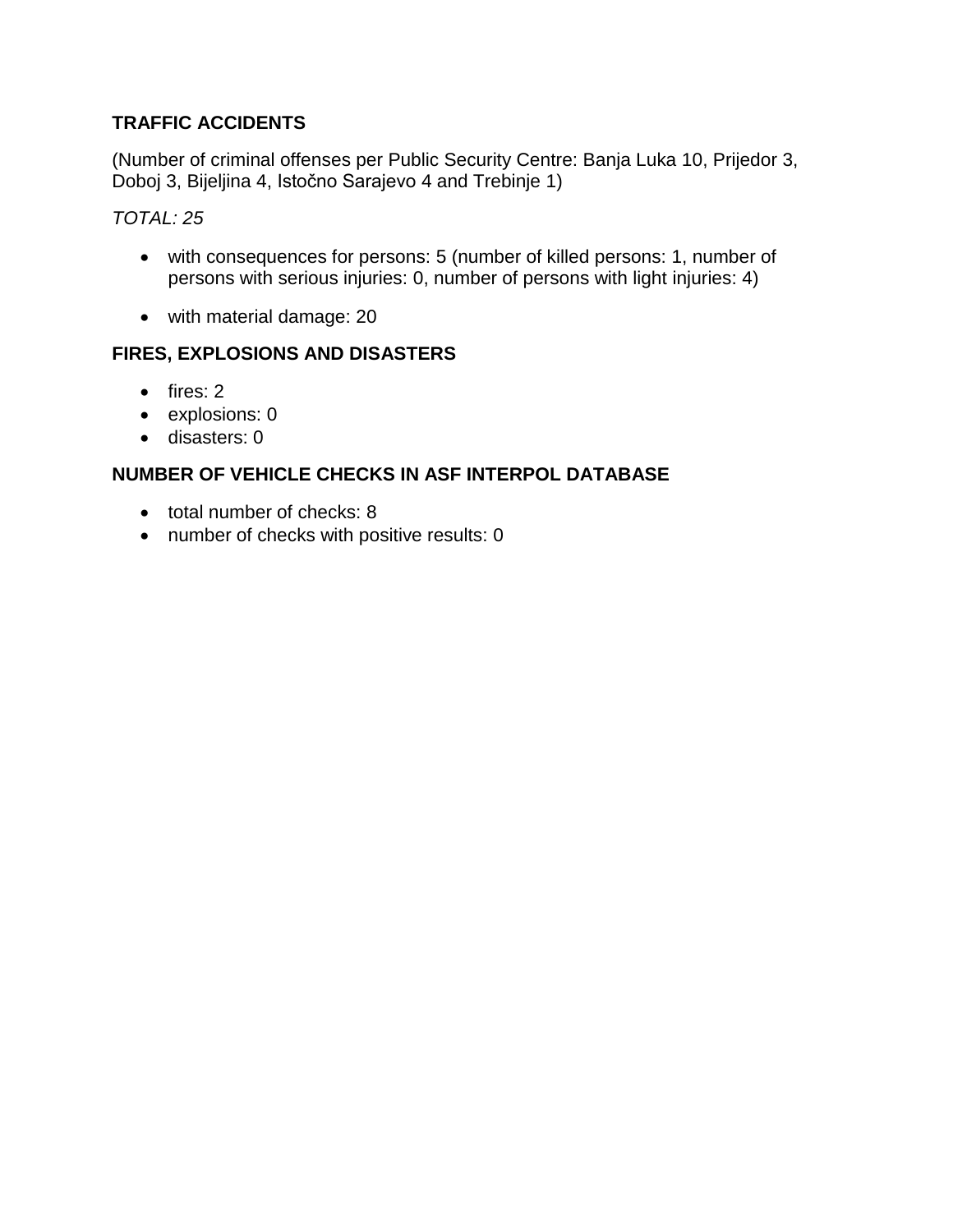**TRAFFIC ACCIDENTS**

(Number of criminal offenses per Public Security Centre: Banja Luka 10, Prijedor 3, Doboj 3, Bijeljina 4, Istočno Sarajevo 4 and Trebinje 1)

*TOTAL: 25*

- with consequences for persons: 5 (number of killed persons: 1, number of persons with serious injuries: 0, number of persons with light injuries: 4)
- with material damage: 20

**FIRES, EXPLOSIONS AND DISASTERS**

- fires: 2
- explosions: 0
- disasters: 0

**NUMBER OF VEHICLE CHECKS IN ASF INTERPOL DATABASE**

- total number of checks: 8
- number of checks with positive results: 0